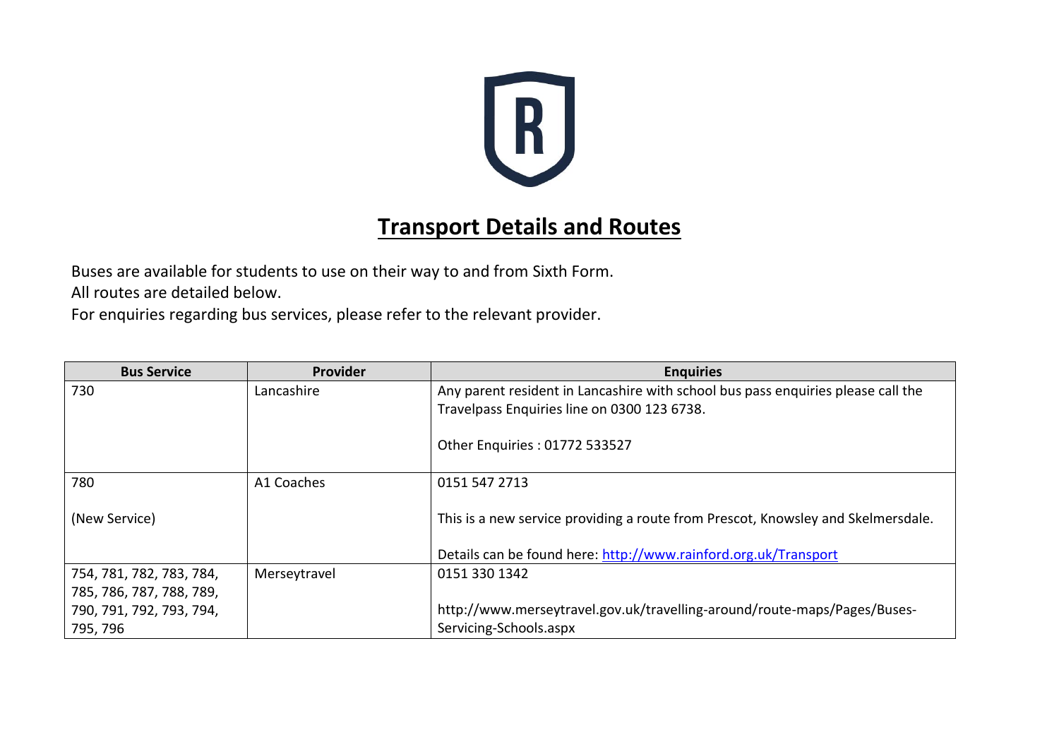# Transport Details and Routes

Buses are available for students to use on their way to and from Sixth Form.
All routes are detailed below.
For enquiries regarding bus services, please refer to the relevant provider.

| Bus Service | Provider | Enquiries |
|---|---|---|
| 730 | Lancashire | Any parent resident in Lancashire with school bus pass enquiries please call the Travelpass Enquiries line on 0300 123 6738.<br><br>Other Enquiries : 01772 533527 |
| 780<br><br>(New Service) | A1 Coaches | 0151 547 2713<br><br>This is a new service providing a route from Prescot, Knowsley and Skelmersdale.<br><br>Details can be found here: [http://www.rainford.org.uk/Transport](http://www.rainford.org.uk/Transport) |
| 754, 781, 782, 783, 784, 785, 786, 787, 788, 789, 790, 791, 792, 793, 794, 795, 796 | Merseytravel | 0151 330 1342<br><br>http://www.merseytravel.gov.uk/travelling-around/route-maps/Pages/Buses-Servicing-Schools.aspx |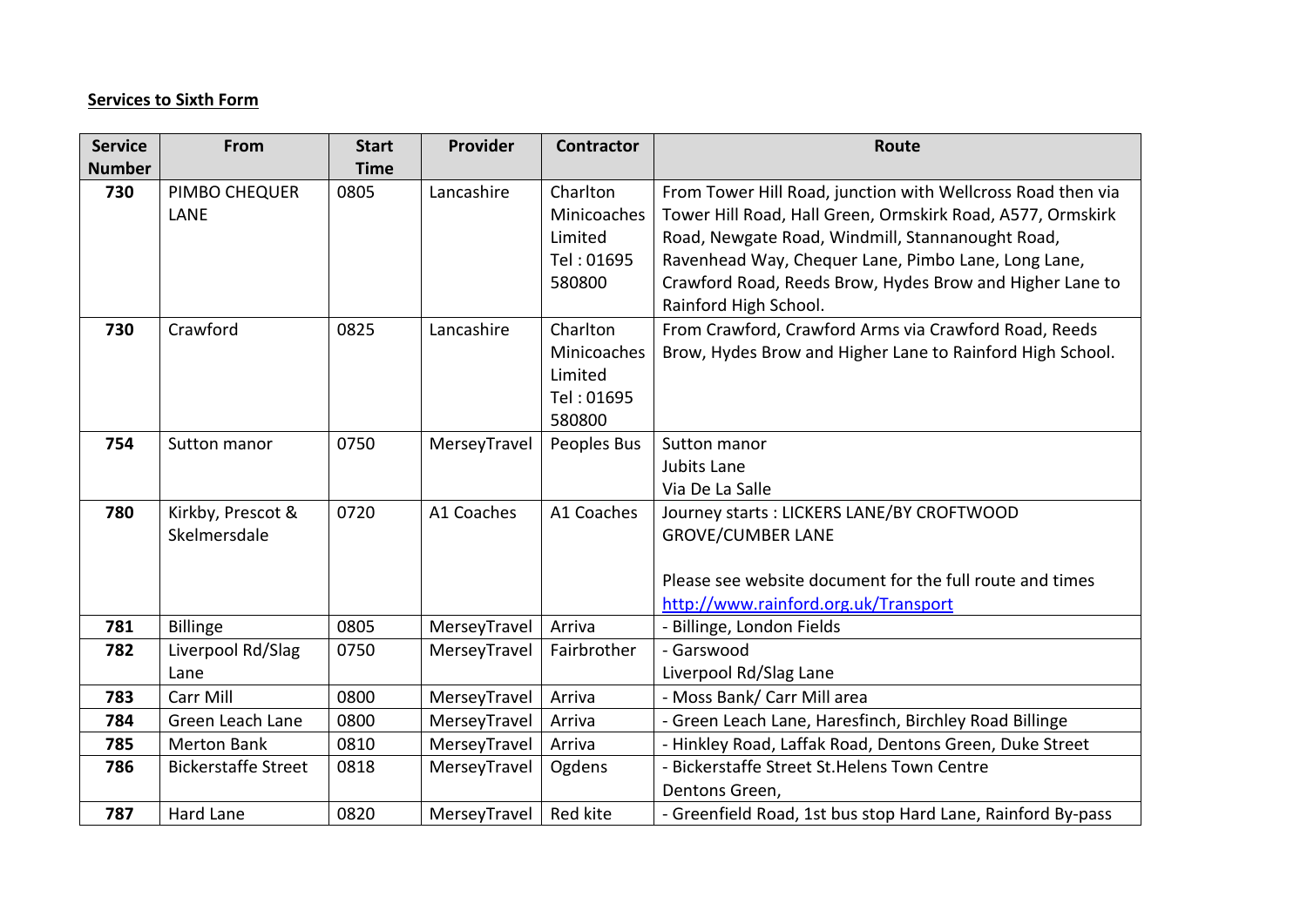**Services to Sixth Form**

| Service Number | From | Start Time | Provider | Contractor | Route |
|---|---|---|---|---|---|
| 730 | PIMBO CHEQUER LANE | 0805 | Lancashire | Charlton Minicoaches Limited Tel : 01695 580800 | From Tower Hill Road, junction with Wellcross Road then via Tower Hill Road, Hall Green, Ormskirk Road, A577, Ormskirk Road, Newgate Road, Windmill, Stannanought Road, Ravenhead Way, Chequer Lane, Pimbo Lane, Long Lane, Crawford Road, Reeds Brow, Hydes Brow and Higher Lane to Rainford High School. |
| 730 | Crawford | 0825 | Lancashire | Charlton Minicoaches Limited Tel : 01695 580800 | From Crawford, Crawford Arms via Crawford Road, Reeds Brow, Hydes Brow and Higher Lane to Rainford High School. |
| 754 | Sutton manor | 0750 | MerseyTravel | Peoples Bus | Sutton manor<br>Jubits Lane<br>Via De La Salle |
| 780 | Kirkby, Prescot & Skelmersdale | 0720 | A1 Coaches | A1 Coaches | Journey starts : LICKERS LANE/BY CROFTWOOD GROVE/CUMBER LANE<br><br>Please see website document for the full route and times http://www.rainford.org.uk/Transport |
| 781 | Billinge | 0805 | MerseyTravel | Arriva | - Billinge, London Fields |
| 782 | Liverpool Rd/Slag Lane | 0750 | MerseyTravel | Fairbrother | - Garswood<br>Liverpool Rd/Slag Lane |
| 783 | Carr Mill | 0800 | MerseyTravel | Arriva | - Moss Bank/ Carr Mill area |
| 784 | Green Leach Lane | 0800 | MerseyTravel | Arriva | - Green Leach Lane, Haresfinch, Birchley Road Billinge |
| 785 | Merton Bank | 0810 | MerseyTravel | Arriva | - Hinkley Road, Laffak Road, Dentons Green, Duke Street |
| 786 | Bickerstaffe Street | 0818 | MerseyTravel | Ogdens | - Bickerstaffe Street St.Helens Town Centre<br>Dentons Green, |
| 787 | Hard Lane | 0820 | MerseyTravel | Red kite | - Greenfield Road, 1st bus stop Hard Lane, Rainford By-pass |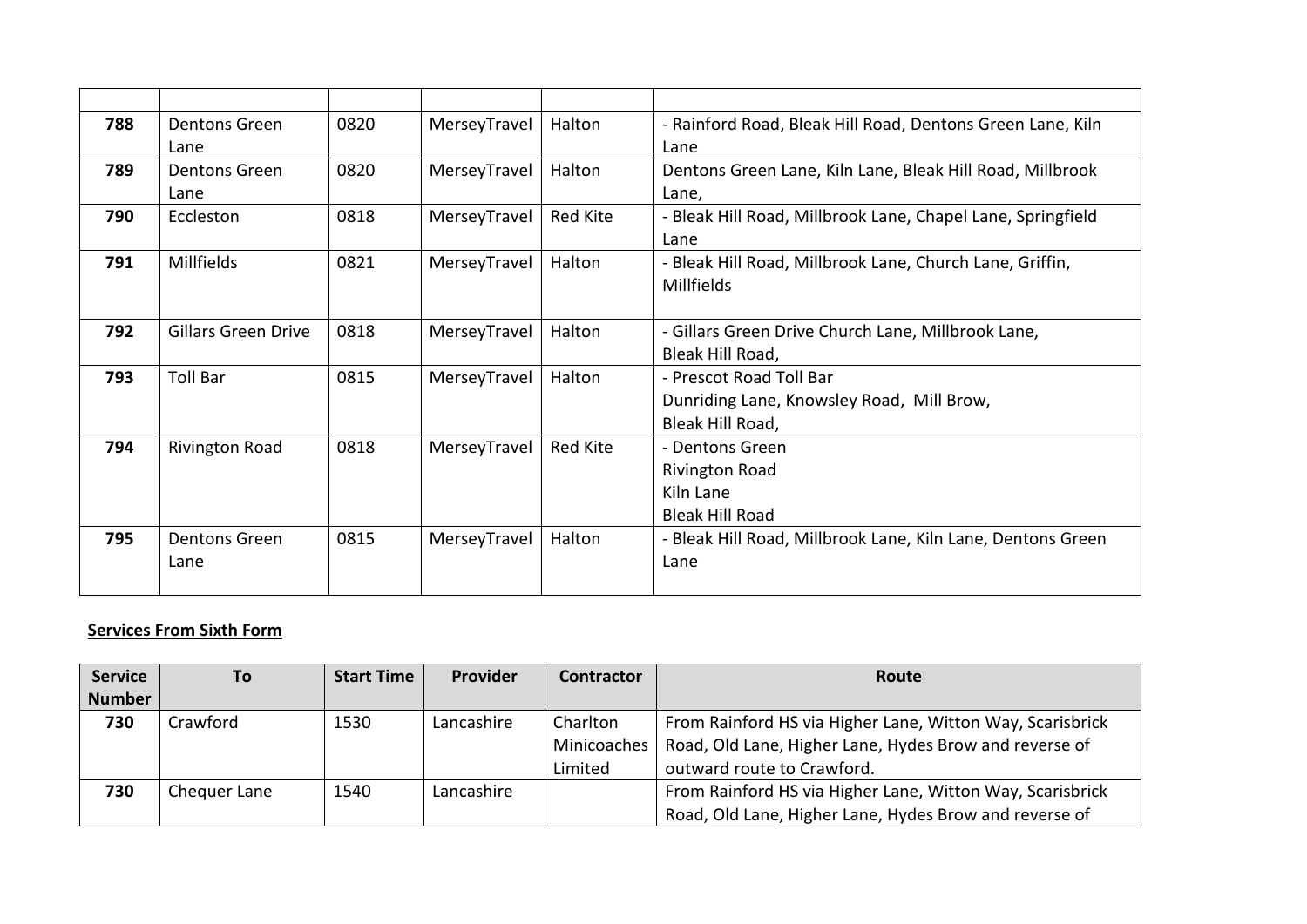| | | | | | |
|---|---|---|---|---|---|
| **788** | Dentons Green Lane | 0820 | MerseyTravel | Halton | - Rainford Road, Bleak Hill Road, Dentons Green Lane, Kiln Lane |
| **789** | Dentons Green Lane | 0820 | MerseyTravel | Halton | Dentons Green Lane, Kiln Lane, Bleak Hill Road, Millbrook Lane, |
| **790** | Eccleston | 0818 | MerseyTravel | Red Kite | - Bleak Hill Road, Millbrook Lane, Chapel Lane, Springfield Lane |
| **791** | Millfields | 0821 | MerseyTravel | Halton | - Bleak Hill Road, Millbrook Lane, Church Lane, Griffin, Millfields |
| **792** | Gillars Green Drive | 0818 | MerseyTravel | Halton | - Gillars Green Drive Church Lane, Millbrook Lane, Bleak Hill Road, |
| **793** | Toll Bar | 0815 | MerseyTravel | Halton | - Prescot Road Toll Bar Dunriding Lane, Knowsley Road, Mill Brow, Bleak Hill Road, |
| **794** | Rivington Road | 0818 | MerseyTravel | Red Kite | - Dentons Green Rivington Road Kiln Lane Bleak Hill Road |
| **795** | Dentons Green Lane | 0815 | MerseyTravel | Halton | - Bleak Hill Road, Millbrook Lane, Kiln Lane, Dentons Green Lane |

**Services From Sixth Form**

| Service Number | To | Start Time | Provider | Contractor | Route |
|---|---|---|---|---|---|
| **730** | Crawford | 1530 | Lancashire | Charlton Minicoaches Limited | From Rainford HS via Higher Lane, Witton Way, Scarisbrick Road, Old Lane, Higher Lane, Hydes Brow and reverse of outward route to Crawford. |
| **730** | Chequer Lane | 1540 | Lancashire | | From Rainford HS via Higher Lane, Witton Way, Scarisbrick Road, Old Lane, Higher Lane, Hydes Brow and reverse of |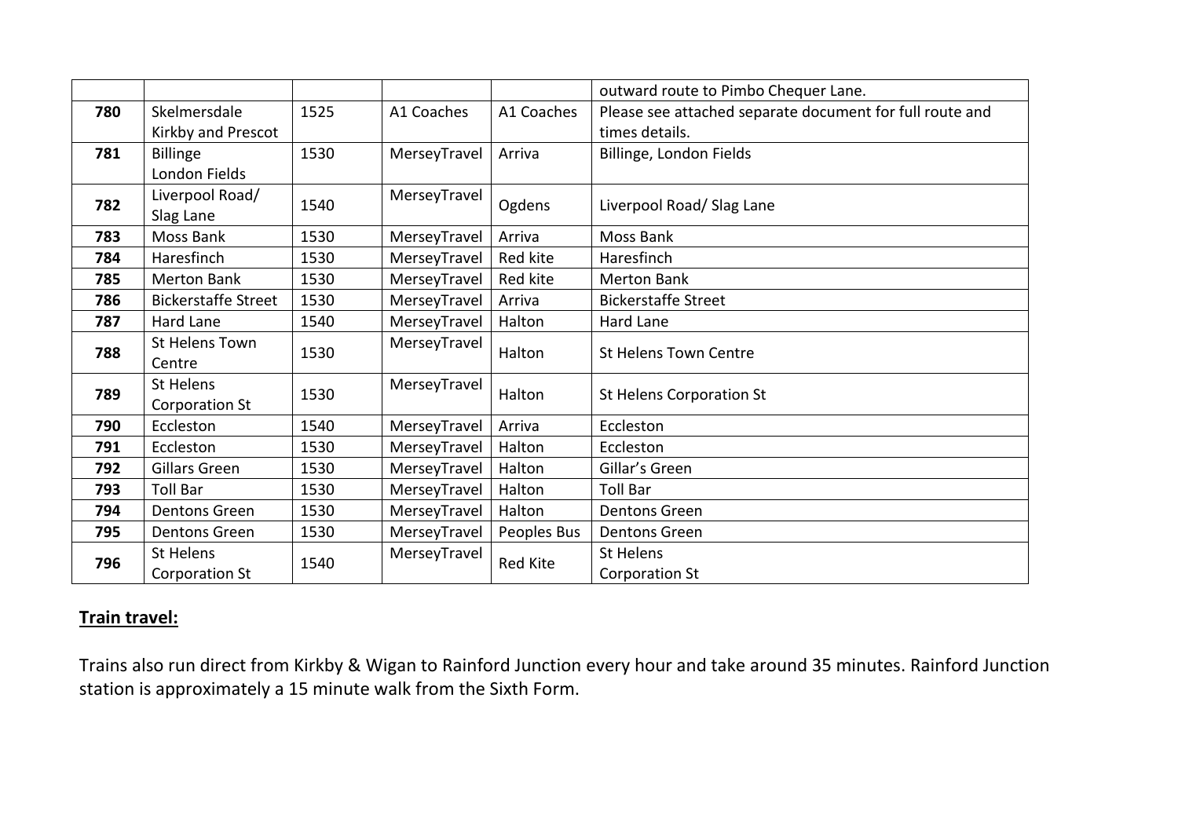| | | | | | |
|---|---|---|---|---|---|
| | | | | | outward route to Pimbo Chequer Lane. |
| **780** | Skelmersdale Kirkby and Prescot | 1525 | A1 Coaches | A1 Coaches | Please see attached separate document for full route and times details. |
| **781** | Billinge London Fields | 1530 | MerseyTravel | Arriva | Billinge, London Fields |
| **782** | Liverpool Road/ Slag Lane | 1540 | MerseyTravel | Ogdens | Liverpool Road/ Slag Lane |
| **783** | Moss Bank | 1530 | MerseyTravel | Arriva | Moss Bank |
| **784** | Haresfinch | 1530 | MerseyTravel | Red kite | Haresfinch |
| **785** | Merton Bank | 1530 | MerseyTravel | Red kite | Merton Bank |
| **786** | Bickerstaffe Street | 1530 | MerseyTravel | Arriva | Bickerstaffe Street |
| **787** | Hard Lane | 1540 | MerseyTravel | Halton | Hard Lane |
| **788** | St Helens Town Centre | 1530 | MerseyTravel | Halton | St Helens Town Centre |
| **789** | St Helens Corporation St | 1530 | MerseyTravel | Halton | St Helens Corporation St |
| **790** | Eccleston | 1540 | MerseyTravel | Arriva | Eccleston |
| **791** | Eccleston | 1530 | MerseyTravel | Halton | Eccleston |
| **792** | Gillars Green | 1530 | MerseyTravel | Halton | Gillar's Green |
| **793** | Toll Bar | 1530 | MerseyTravel | Halton | Toll Bar |
| **794** | Dentons Green | 1530 | MerseyTravel | Halton | Dentons Green |
| **795** | Dentons Green | 1530 | MerseyTravel | Peoples Bus | Dentons Green |
| **796** | St Helens Corporation St | 1540 | MerseyTravel | Red Kite | St Helens Corporation St |

**Train travel:**

Trains also run direct from Kirkby & Wigan to Rainford Junction every hour and take around 35 minutes. Rainford Junction station is approximately a 15 minute walk from the Sixth Form.